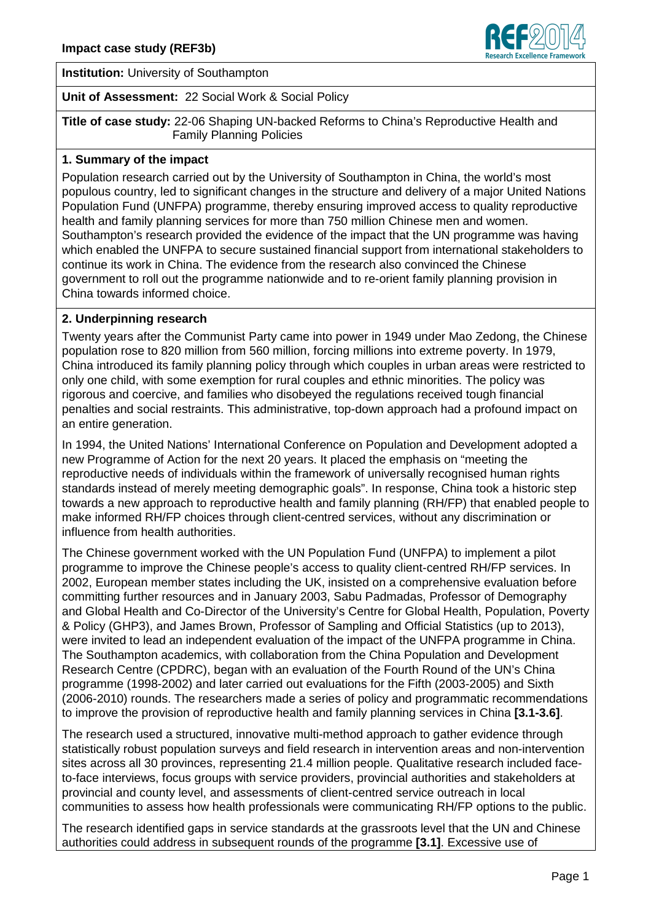**Impact case study (REF3b)**

**Institution:** University of Southampton

**Unit of Assessment:** 22 Social Work & Social Policy

**Title of case study:** 22-06 Shaping UN-backed Reforms to China's Reproductive Health and Family Planning Policies

## 1. Summary of the impact

Population research carried out by the University of Southampton in China, the world's most populous country, led to significant changes in the structure and delivery of a major United Nations Population Fund (UNFPA) programme, thereby ensuring improved access to quality reproductive health and family planning services for more than 750 million Chinese men and women. Southampton's research provided the evidence of the impact that the UN programme was having which enabled the UNFPA to secure sustained financial support from international stakeholders to continue its work in China. The evidence from the research also convinced the Chinese government to roll out the programme nationwide and to re-orient family planning provision in China towards informed choice.

## 2. Underpinning research

Twenty years after the Communist Party came into power in 1949 under Mao Zedong, the Chinese population rose to 820 million from 560 million, forcing millions into extreme poverty. In 1979, China introduced its family planning policy through which couples in urban areas were restricted to only one child, with some exemption for rural couples and ethnic minorities. The policy was rigorous and coercive, and families who disobeyed the regulations received tough financial penalties and social restraints. This administrative, top-down approach had a profound impact on an entire generation.

In 1994, the United Nations' International Conference on Population and Development adopted a new Programme of Action for the next 20 years. It placed the emphasis on "meeting the reproductive needs of individuals within the framework of universally recognised human rights standards instead of merely meeting demographic goals". In response, China took a historic step towards a new approach to reproductive health and family planning (RH/FP) that enabled people to make informed RH/FP choices through client-centred services, without any discrimination or influence from health authorities.

The Chinese government worked with the UN Population Fund (UNFPA) to implement a pilot programme to improve the Chinese people's access to quality client-centred RH/FP services. In 2002, European member states including the UK, insisted on a comprehensive evaluation before committing further resources and in January 2003, Sabu Padmadas, Professor of Demography and Global Health and Co-Director of the University's Centre for Global Health, Population, Poverty & Policy (GHP3), and James Brown, Professor of Sampling and Official Statistics (up to 2013), were invited to lead an independent evaluation of the impact of the UNFPA programme in China. The Southampton academics, with collaboration from the China Population and Development Research Centre (CPDRC), began with an evaluation of the Fourth Round of the UN's China programme (1998-2002) and later carried out evaluations for the Fifth (2003-2005) and Sixth (2006-2010) rounds. The researchers made a series of policy and programmatic recommendations to improve the provision of reproductive health and family planning services in China **[3.1-3.6]**.

The research used a structured, innovative multi-method approach to gather evidence through statistically robust population surveys and field research in intervention areas and non-intervention sites across all 30 provinces, representing 21.4 million people. Qualitative research included face-to-face interviews, focus groups with service providers, provincial authorities and stakeholders at provincial and county level, and assessments of client-centred service outreach in local communities to assess how health professionals were communicating RH/FP options to the public.

The research identified gaps in service standards at the grassroots level that the UN and Chinese authorities could address in subsequent rounds of the programme **[3.1]**. Excessive use of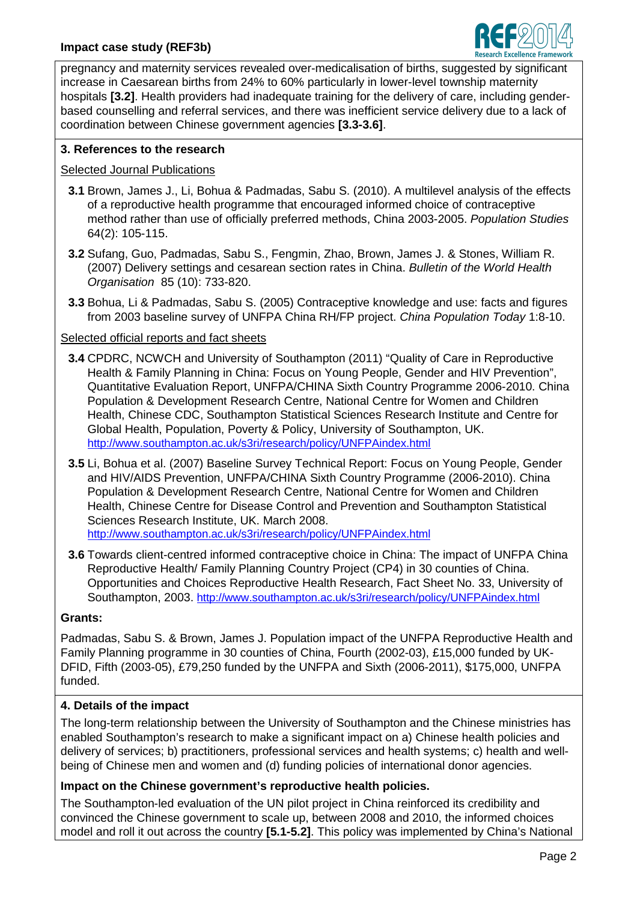pregnancy and maternity services revealed over-medicalisation of births, suggested by significant increase in Caesarean births from 24% to 60% particularly in lower-level township maternity hospitals **[3.2]**. Health providers had inadequate training for the delivery of care, including gender-based counselling and referral services, and there was inefficient service delivery due to a lack of coordination between Chinese government agencies **[3.3-3.6]**.

## 3. References to the research

Selected Journal Publications

**3.1** Brown, James J., Li, Bohua & Padmadas, Sabu S. (2010). A multilevel analysis of the effects of a reproductive health programme that encouraged informed choice of contraceptive method rather than use of officially preferred methods, China 2003-2005. *Population Studies* 64(2): 105-115.

**3.2** Sufang, Guo, Padmadas, Sabu S., Fengmin, Zhao, Brown, James J. & Stones, William R. (2007) Delivery settings and cesarean section rates in China. *Bulletin of the World Health Organisation* 85 (10): 733-820.

**3.3** Bohua, Li & Padmadas, Sabu S. (2005) Contraceptive knowledge and use: facts and figures from 2003 baseline survey of UNFPA China RH/FP project. *China Population Today* 1:8-10.

Selected official reports and fact sheets

**3.4** CPDRC, NCWCH and University of Southampton (2011) "Quality of Care in Reproductive Health & Family Planning in China: Focus on Young People, Gender and HIV Prevention", Quantitative Evaluation Report, UNFPA/CHINA Sixth Country Programme 2006-2010. China Population & Development Research Centre, National Centre for Women and Children Health, Chinese CDC, Southampton Statistical Sciences Research Institute and Centre for Global Health, Population, Poverty & Policy, University of Southampton, UK. http://www.southampton.ac.uk/s3ri/research/policy/UNFPAindex.html

**3.5** Li, Bohua et al. (2007) Baseline Survey Technical Report: Focus on Young People, Gender and HIV/AIDS Prevention, UNFPA/CHINA Sixth Country Programme (2006-2010). China Population & Development Research Centre, National Centre for Women and Children Health, Chinese Centre for Disease Control and Prevention and Southampton Statistical Sciences Research Institute, UK. March 2008. http://www.southampton.ac.uk/s3ri/research/policy/UNFPAindex.html

**3.6** Towards client-centred informed contraceptive choice in China: The impact of UNFPA China Reproductive Health/ Family Planning Country Project (CP4) in 30 counties of China. Opportunities and Choices Reproductive Health Research, Fact Sheet No. 33, University of Southampton, 2003. http://www.southampton.ac.uk/s3ri/research/policy/UNFPAindex.html

**Grants:**

Padmadas, Sabu S. & Brown, James J. Population impact of the UNFPA Reproductive Health and Family Planning programme in 30 counties of China, Fourth (2002-03), £15,000 funded by UK-DFID, Fifth (2003-05), £79,250 funded by the UNFPA and Sixth (2006-2011), $175,000, UNFPA funded.

## 4. Details of the impact

The long-term relationship between the University of Southampton and the Chinese ministries has enabled Southampton's research to make a significant impact on a) Chinese health policies and delivery of services; b) practitioners, professional services and health systems; c) health and well-being of Chinese men and women and (d) funding policies of international donor agencies.

**Impact on the Chinese government's reproductive health policies.**

The Southampton-led evaluation of the UN pilot project in China reinforced its credibility and convinced the Chinese government to scale up, between 2008 and 2010, the informed choices model and roll it out across the country **[5.1-5.2]**. This policy was implemented by China's National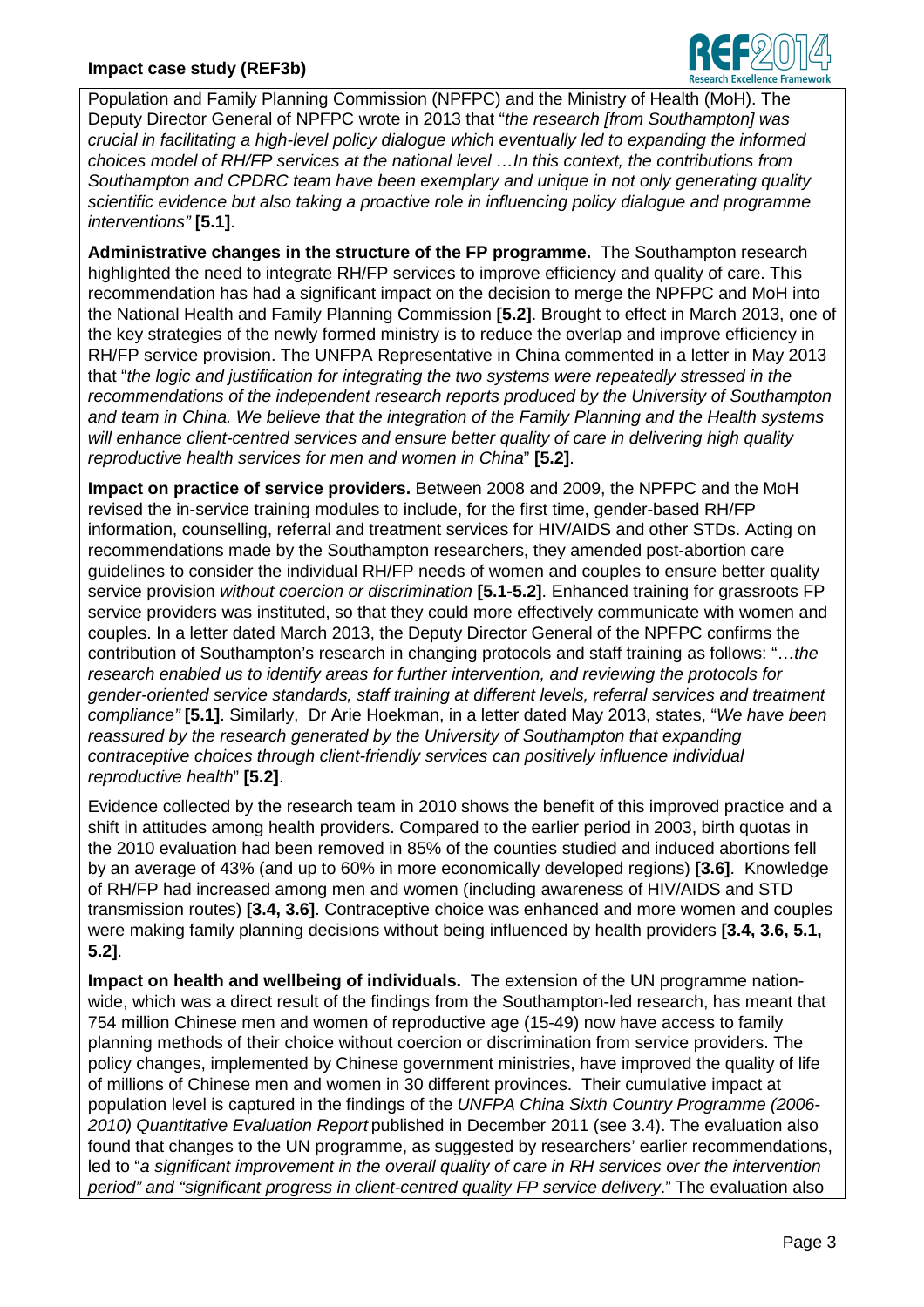Population and Family Planning Commission (NPFPC) and the Ministry of Health (MoH). The Deputy Director General of NPFPC wrote in 2013 that "*the research [from Southampton] was crucial in facilitating a high-level policy dialogue which eventually led to expanding the informed choices model of RH/FP services at the national level …In this context, the contributions from Southampton and CPDRC team have been exemplary and unique in not only generating quality scientific evidence but also taking a proactive role in influencing policy dialogue and programme interventions"* **[5.1]**.

**Administrative changes in the structure of the FP programme.** The Southampton research highlighted the need to integrate RH/FP services to improve efficiency and quality of care. This recommendation has had a significant impact on the decision to merge the NPFPC and MoH into the National Health and Family Planning Commission **[5.2]**. Brought to effect in March 2013, one of the key strategies of the newly formed ministry is to reduce the overlap and improve efficiency in RH/FP service provision. The UNFPA Representative in China commented in a letter in May 2013 that "*the logic and justification for integrating the two systems were repeatedly stressed in the recommendations of the independent research reports produced by the University of Southampton and team in China. We believe that the integration of the Family Planning and the Health systems will enhance client-centred services and ensure better quality of care in delivering high quality reproductive health services for men and women in China*" **[5.2]**.

**Impact on practice of service providers.** Between 2008 and 2009, the NPFPC and the MoH revised the in-service training modules to include, for the first time, gender-based RH/FP information, counselling, referral and treatment services for HIV/AIDS and other STDs. Acting on recommendations made by the Southampton researchers, they amended post-abortion care guidelines to consider the individual RH/FP needs of women and couples to ensure better quality service provision *without coercion or discrimination* **[5.1-5.2]**. Enhanced training for grassroots FP service providers was instituted, so that they could more effectively communicate with women and couples. In a letter dated March 2013, the Deputy Director General of the NPFPC confirms the contribution of Southampton's research in changing protocols and staff training as follows: "…*the research enabled us to identify areas for further intervention, and reviewing the protocols for gender-oriented service standards, staff training at different levels, referral services and treatment compliance"* **[5.1]**. Similarly, Dr Arie Hoekman, in a letter dated May 2013, states, "*We have been reassured by the research generated by the University of Southampton that expanding contraceptive choices through client-friendly services can positively influence individual reproductive health*" **[5.2]**.

Evidence collected by the research team in 2010 shows the benefit of this improved practice and a shift in attitudes among health providers. Compared to the earlier period in 2003, birth quotas in the 2010 evaluation had been removed in 85% of the counties studied and induced abortions fell by an average of 43% (and up to 60% in more economically developed regions) **[3.6]**. Knowledge of RH/FP had increased among men and women (including awareness of HIV/AIDS and STD transmission routes) **[3.4, 3.6]**. Contraceptive choice was enhanced and more women and couples were making family planning decisions without being influenced by health providers **[3.4, 3.6, 5.1, 5.2]**.

**Impact on health and wellbeing of individuals.** The extension of the UN programme nation-wide, which was a direct result of the findings from the Southampton-led research, has meant that 754 million Chinese men and women of reproductive age (15-49) now have access to family planning methods of their choice without coercion or discrimination from service providers. The policy changes, implemented by Chinese government ministries, have improved the quality of life of millions of Chinese men and women in 30 different provinces. Their cumulative impact at population level is captured in the findings of the *UNFPA China Sixth Country Programme (2006-2010) Quantitative Evaluation Report* published in December 2011 (see 3.4). The evaluation also found that changes to the UN programme, as suggested by researchers' earlier recommendations, led to "*a significant improvement in the overall quality of care in RH services over the intervention period" and "significant progress in client-centred quality FP service delivery*." The evaluation also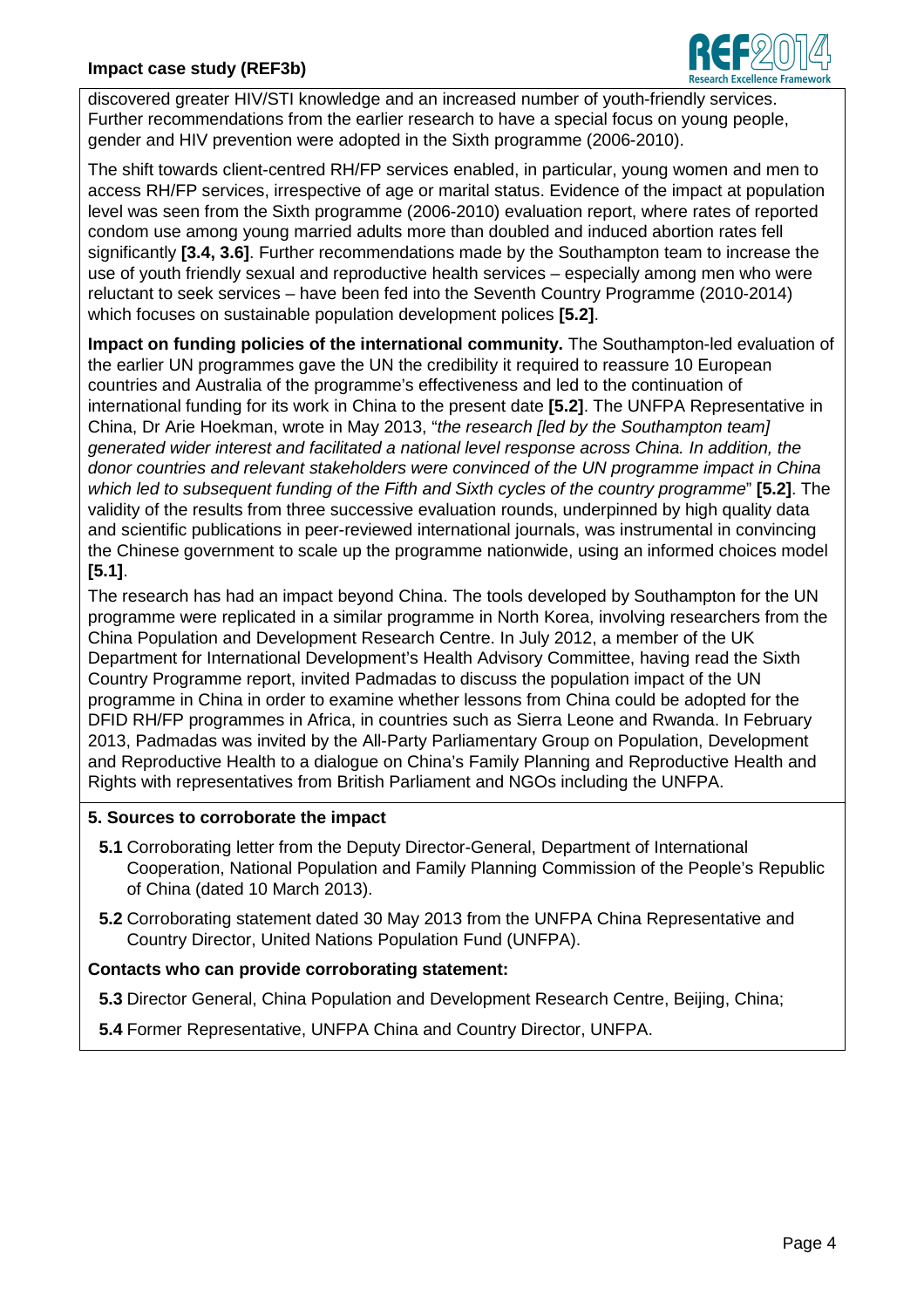discovered greater HIV/STI knowledge and an increased number of youth-friendly services. Further recommendations from the earlier research to have a special focus on young people, gender and HIV prevention were adopted in the Sixth programme (2006-2010).

The shift towards client-centred RH/FP services enabled, in particular, young women and men to access RH/FP services, irrespective of age or marital status. Evidence of the impact at population level was seen from the Sixth programme (2006-2010) evaluation report, where rates of reported condom use among young married adults more than doubled and induced abortion rates fell significantly **[3.4, 3.6]**. Further recommendations made by the Southampton team to increase the use of youth friendly sexual and reproductive health services – especially among men who were reluctant to seek services – have been fed into the Seventh Country Programme (2010-2014) which focuses on sustainable population development polices **[5.2]**.

**Impact on funding policies of the international community.** The Southampton-led evaluation of the earlier UN programmes gave the UN the credibility it required to reassure 10 European countries and Australia of the programme's effectiveness and led to the continuation of international funding for its work in China to the present date **[5.2]**. The UNFPA Representative in China, Dr Arie Hoekman, wrote in May 2013, "*the research [led by the Southampton team] generated wider interest and facilitated a national level response across China. In addition, the donor countries and relevant stakeholders were convinced of the UN programme impact in China which led to subsequent funding of the Fifth and Sixth cycles of the country programme*" **[5.2]**. The validity of the results from three successive evaluation rounds, underpinned by high quality data and scientific publications in peer-reviewed international journals, was instrumental in convincing the Chinese government to scale up the programme nationwide, using an informed choices model **[5.1]**.

The research has had an impact beyond China. The tools developed by Southampton for the UN programme were replicated in a similar programme in North Korea, involving researchers from the China Population and Development Research Centre. In July 2012, a member of the UK Department for International Development's Health Advisory Committee, having read the Sixth Country Programme report, invited Padmadas to discuss the population impact of the UN programme in China in order to examine whether lessons from China could be adopted for the DFID RH/FP programmes in Africa, in countries such as Sierra Leone and Rwanda. In February 2013, Padmadas was invited by the All-Party Parliamentary Group on Population, Development and Reproductive Health to a dialogue on China's Family Planning and Reproductive Health and Rights with representatives from British Parliament and NGOs including the UNFPA.

## 5. Sources to corroborate the impact

**5.1** Corroborating letter from the Deputy Director-General, Department of International Cooperation, National Population and Family Planning Commission of the People's Republic of China (dated 10 March 2013).

**5.2** Corroborating statement dated 30 May 2013 from the UNFPA China Representative and Country Director, United Nations Population Fund (UNFPA).

**Contacts who can provide corroborating statement:**

**5.3** Director General, China Population and Development Research Centre, Beijing, China;

**5.4** Former Representative, UNFPA China and Country Director, UNFPA.